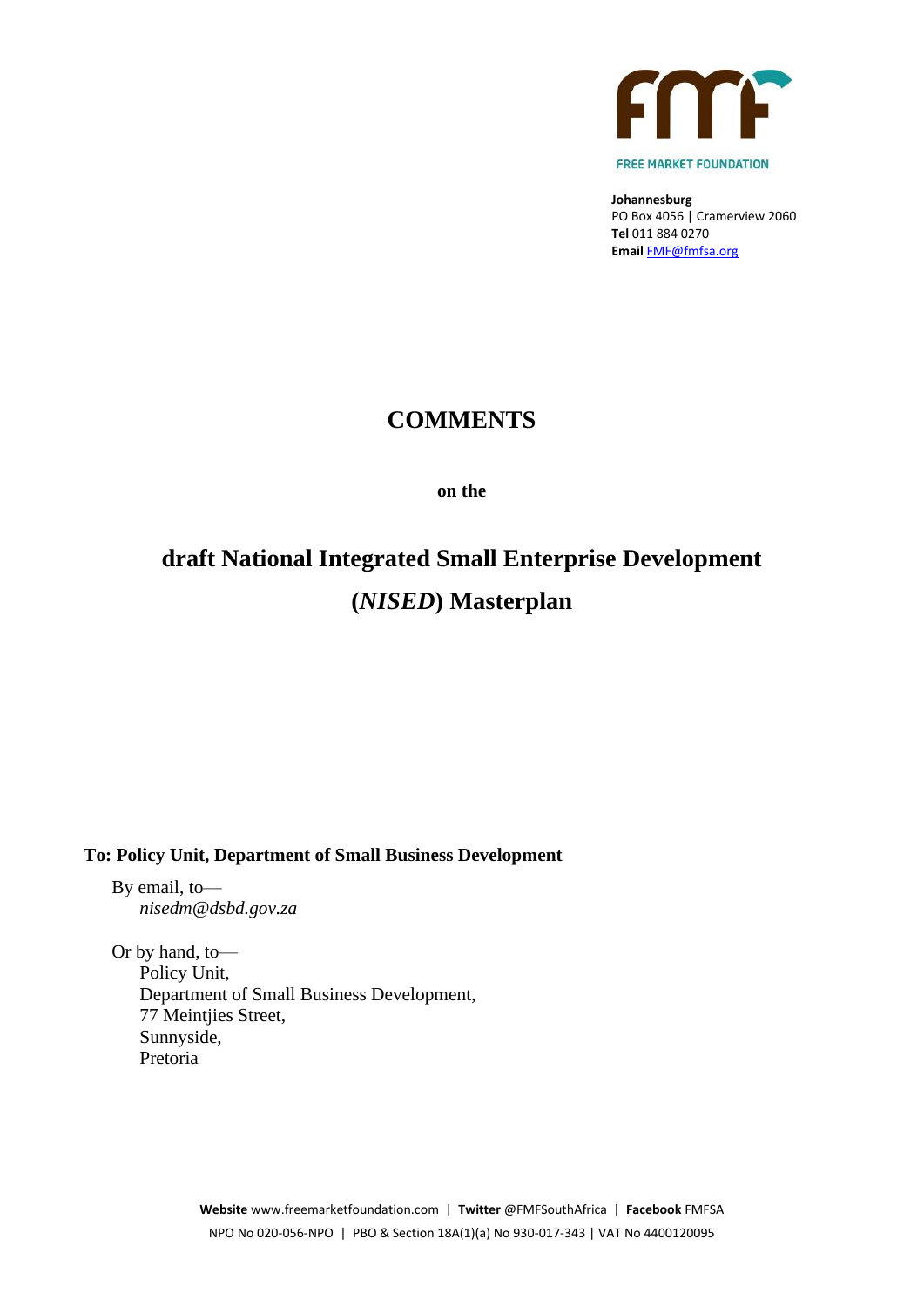FREE MARKET FOUNDATION

**Johannesburg**
PO Box 4056 | Cramerview 2060
**Tel** 011 884 0270
**Email** FMF@fmfsa.org

# COMMENTS

**on the**

# draft National Integrated Small Enterprise Development (*NISED*) Masterplan

**To: Policy Unit, Department of Small Business Development**

By email, to—
*nisedm@dsbd.gov.za*

Or by hand, to—
Policy Unit,
Department of Small Business Development,
77 Meintjies Street,
Sunnyside,
Pretoria

**Website** www.freemarketfoundation.com | **Twitter** @FMFSouthAfrica | **Facebook** FMFSA
NPO No 020-056-NPO | PBO & Section 18A(1)(a) No 930-017-343 | VAT No 4400120095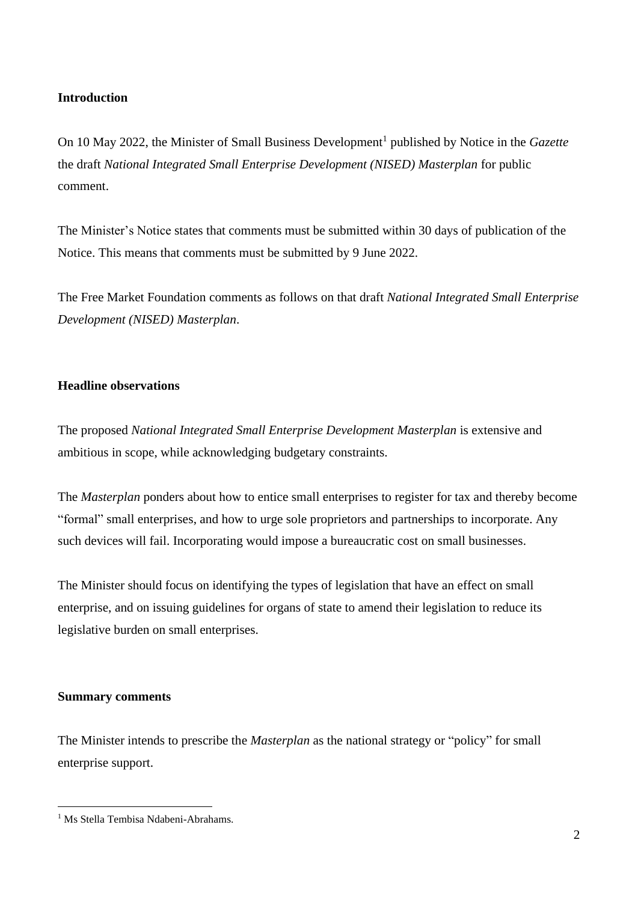## Introduction

On 10 May 2022, the Minister of Small Business Development[1] published by Notice in the *Gazette* the draft *National Integrated Small Enterprise Development (NISED) Masterplan* for public comment.

The Minister's Notice states that comments must be submitted within 30 days of publication of the Notice. This means that comments must be submitted by 9 June 2022.

The Free Market Foundation comments as follows on that draft *National Integrated Small Enterprise Development (NISED) Masterplan*.

## Headline observations

The proposed *National Integrated Small Enterprise Development Masterplan* is extensive and ambitious in scope, while acknowledging budgetary constraints.

The *Masterplan* ponders about how to entice small enterprises to register for tax and thereby become "formal" small enterprises, and how to urge sole proprietors and partnerships to incorporate. Any such devices will fail. Incorporating would impose a bureaucratic cost on small businesses.

The Minister should focus on identifying the types of legislation that have an effect on small enterprise, and on issuing guidelines for organs of state to amend their legislation to reduce its legislative burden on small enterprises.

## Summary comments

The Minister intends to prescribe the *Masterplan* as the national strategy or "policy" for small enterprise support.

---

[1] Ms Stella Tembisa Ndabeni-Abrahams.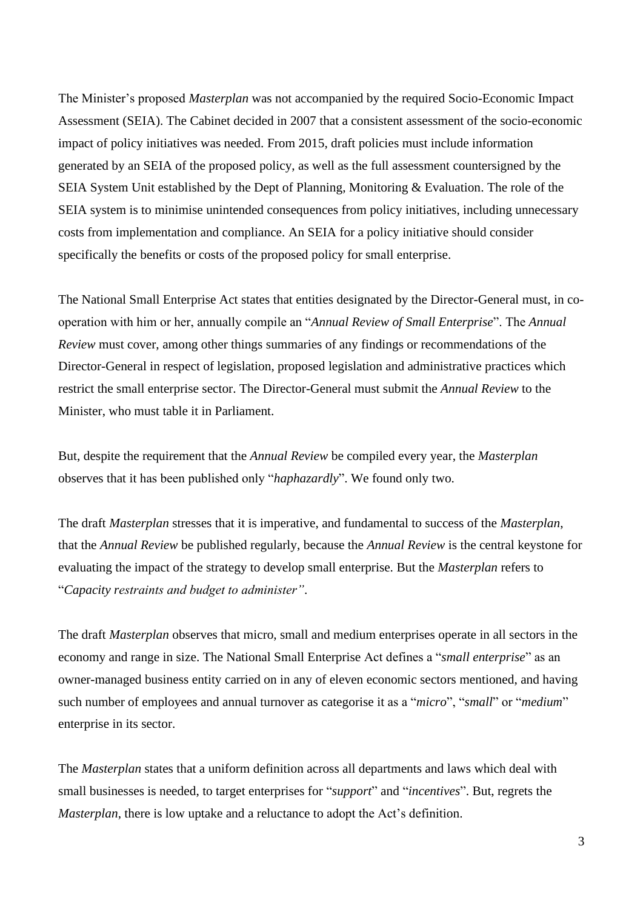The Minister's proposed *Masterplan* was not accompanied by the required Socio-Economic Impact Assessment (SEIA). The Cabinet decided in 2007 that a consistent assessment of the socio-economic impact of policy initiatives was needed. From 2015, draft policies must include information generated by an SEIA of the proposed policy, as well as the full assessment countersigned by the SEIA System Unit established by the Dept of Planning, Monitoring & Evaluation. The role of the SEIA system is to minimise unintended consequences from policy initiatives, including unnecessary costs from implementation and compliance. An SEIA for a policy initiative should consider specifically the benefits or costs of the proposed policy for small enterprise.

The National Small Enterprise Act states that entities designated by the Director-General must, in co-operation with him or her, annually compile an "*Annual Review of Small Enterprise*". The *Annual Review* must cover, among other things summaries of any findings or recommendations of the Director-General in respect of legislation, proposed legislation and administrative practices which restrict the small enterprise sector. The Director-General must submit the *Annual Review* to the Minister, who must table it in Parliament.

But, despite the requirement that the *Annual Review* be compiled every year, the *Masterplan* observes that it has been published only "*haphazardly*". We found only two.

The draft *Masterplan* stresses that it is imperative, and fundamental to success of the *Masterplan*, that the *Annual Review* be published regularly, because the *Annual Review* is the central keystone for evaluating the impact of the strategy to develop small enterprise. But the *Masterplan* refers to "*Capacity restraints and budget to administer"*.

The draft *Masterplan* observes that micro, small and medium enterprises operate in all sectors in the economy and range in size. The National Small Enterprise Act defines a "*small enterprise*" as an owner-managed business entity carried on in any of eleven economic sectors mentioned, and having such number of employees and annual turnover as categorise it as a "*micro*", "*small*" or "*medium*" enterprise in its sector.

The *Masterplan* states that a uniform definition across all departments and laws which deal with small businesses is needed, to target enterprises for "*support*" and "*incentives*". But, regrets the *Masterplan*, there is low uptake and a reluctance to adopt the Act's definition.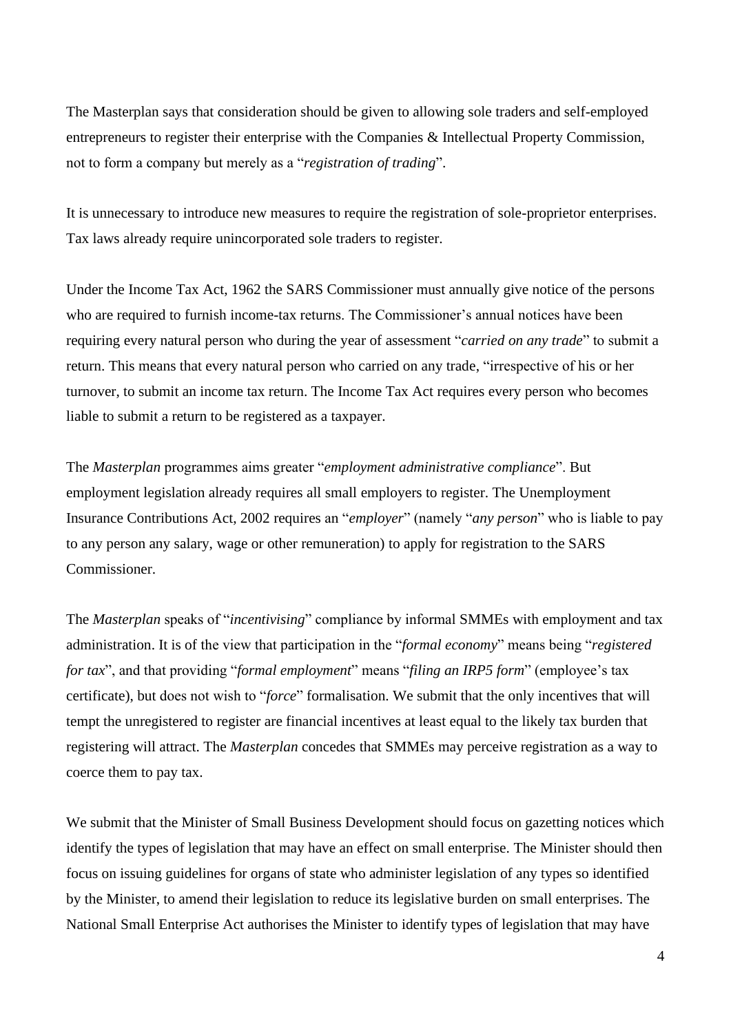The Masterplan says that consideration should be given to allowing sole traders and self-employed entrepreneurs to register their enterprise with the Companies & Intellectual Property Commission, not to form a company but merely as a "*registration of trading*".

It is unnecessary to introduce new measures to require the registration of sole-proprietor enterprises. Tax laws already require unincorporated sole traders to register.

Under the Income Tax Act, 1962 the SARS Commissioner must annually give notice of the persons who are required to furnish income-tax returns. The Commissioner's annual notices have been requiring every natural person who during the year of assessment "*carried on any trade*" to submit a return. This means that every natural person who carried on any trade, "irrespective of his or her turnover, to submit an income tax return. The Income Tax Act requires every person who becomes liable to submit a return to be registered as a taxpayer.

The *Masterplan* programmes aims greater "*employment administrative compliance*". But employment legislation already requires all small employers to register. The Unemployment Insurance Contributions Act, 2002 requires an "*employer*" (namely "*any person*" who is liable to pay to any person any salary, wage or other remuneration) to apply for registration to the SARS Commissioner.

The *Masterplan* speaks of "*incentivising*" compliance by informal SMMEs with employment and tax administration. It is of the view that participation in the "*formal economy*" means being "*registered for tax*", and that providing "*formal employment*" means "*filing an IRP5 form*" (employee's tax certificate), but does not wish to "*force*" formalisation. We submit that the only incentives that will tempt the unregistered to register are financial incentives at least equal to the likely tax burden that registering will attract. The *Masterplan* concedes that SMMEs may perceive registration as a way to coerce them to pay tax.

We submit that the Minister of Small Business Development should focus on gazetting notices which identify the types of legislation that may have an effect on small enterprise. The Minister should then focus on issuing guidelines for organs of state who administer legislation of any types so identified by the Minister, to amend their legislation to reduce its legislative burden on small enterprises. The National Small Enterprise Act authorises the Minister to identify types of legislation that may have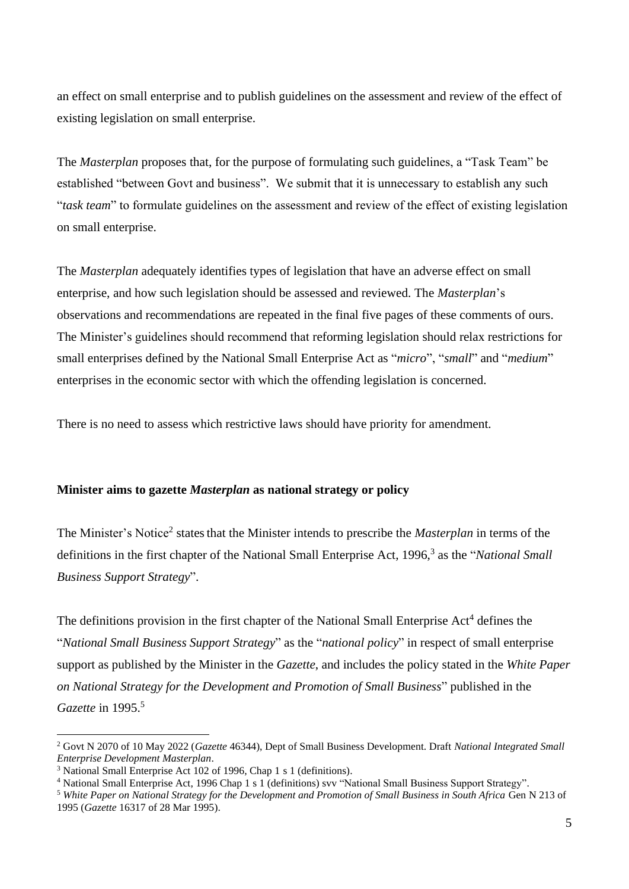an effect on small enterprise and to publish guidelines on the assessment and review of the effect of existing legislation on small enterprise.

The *Masterplan* proposes that, for the purpose of formulating such guidelines, a "Task Team" be established "between Govt and business". We submit that it is unnecessary to establish any such "*task team*" to formulate guidelines on the assessment and review of the effect of existing legislation on small enterprise.

The *Masterplan* adequately identifies types of legislation that have an adverse effect on small enterprise, and how such legislation should be assessed and reviewed. The *Masterplan*'s observations and recommendations are repeated in the final five pages of these comments of ours. The Minister's guidelines should recommend that reforming legislation should relax restrictions for small enterprises defined by the National Small Enterprise Act as "*micro*", "*small*" and "*medium*" enterprises in the economic sector with which the offending legislation is concerned.

There is no need to assess which restrictive laws should have priority for amendment.

**Minister aims to gazette *Masterplan* as national strategy or policy**

The Minister's Notice[2] states that the Minister intends to prescribe the *Masterplan* in terms of the definitions in the first chapter of the National Small Enterprise Act, 1996,[3] as the "*National Small Business Support Strategy*".

The definitions provision in the first chapter of the National Small Enterprise Act[4] defines the "*National Small Business Support Strategy*" as the "*national policy*" in respect of small enterprise support as published by the Minister in the *Gazette*, and includes the policy stated in the *White Paper on National Strategy for the Development and Promotion of Small Business*" published in the *Gazette* in 1995.[5]

---

[2] Govt N 2070 of 10 May 2022 (*Gazette* 46344), Dept of Small Business Development. Draft *National Integrated Small Enterprise Development Masterplan*.

[3] National Small Enterprise Act 102 of 1996, Chap 1 s 1 (definitions).

[4] National Small Enterprise Act, 1996 Chap 1 s 1 (definitions) svv "National Small Business Support Strategy".

[5] *White Paper on National Strategy for the Development and Promotion of Small Business in South Africa* Gen N 213 of 1995 (*Gazette* 16317 of 28 Mar 1995).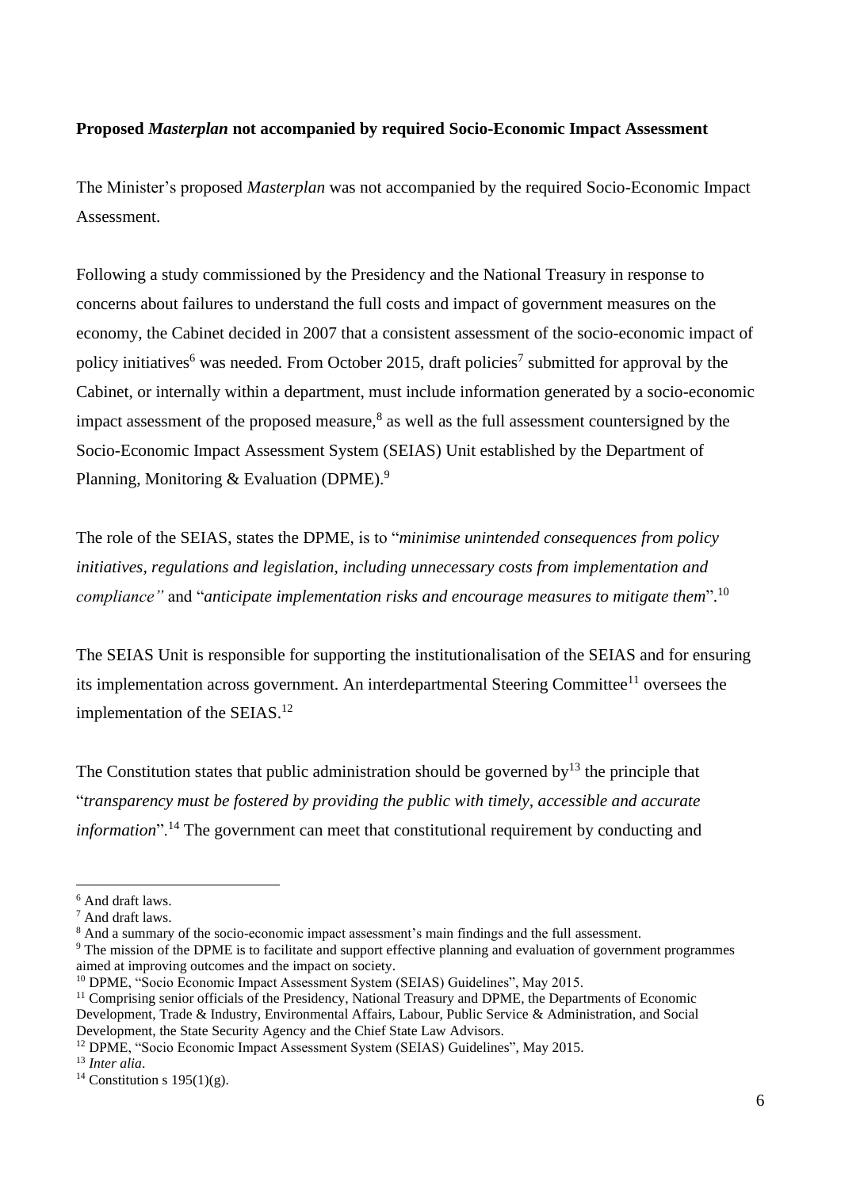**Proposed *Masterplan* not accompanied by required Socio-Economic Impact Assessment**

The Minister's proposed *Masterplan* was not accompanied by the required Socio-Economic Impact Assessment.

Following a study commissioned by the Presidency and the National Treasury in response to concerns about failures to understand the full costs and impact of government measures on the economy, the Cabinet decided in 2007 that a consistent assessment of the socio-economic impact of policy initiatives[6] was needed. From October 2015, draft policies[7] submitted for approval by the Cabinet, or internally within a department, must include information generated by a socio-economic impact assessment of the proposed measure,[8] as well as the full assessment countersigned by the Socio-Economic Impact Assessment System (SEIAS) Unit established by the Department of Planning, Monitoring & Evaluation (DPME).[9]

The role of the SEIAS, states the DPME, is to "*minimise unintended consequences from policy initiatives, regulations and legislation, including unnecessary costs from implementation and compliance"* and "*anticipate implementation risks and encourage measures to mitigate them*".[10]

The SEIAS Unit is responsible for supporting the institutionalisation of the SEIAS and for ensuring its implementation across government. An interdepartmental Steering Committee[11] oversees the implementation of the SEIAS.[12]

The Constitution states that public administration should be governed by[13] the principle that "*transparency must be fostered by providing the public with timely, accessible and accurate information*".[14] The government can meet that constitutional requirement by conducting and

---

[6] And draft laws.

[7] And draft laws.

[8] And a summary of the socio-economic impact assessment's main findings and the full assessment.

[9] The mission of the DPME is to facilitate and support effective planning and evaluation of government programmes aimed at improving outcomes and the impact on society.

[10] DPME, "Socio Economic Impact Assessment System (SEIAS) Guidelines", May 2015.

[11] Comprising senior officials of the Presidency, National Treasury and DPME, the Departments of Economic Development, Trade & Industry, Environmental Affairs, Labour, Public Service & Administration, and Social Development, the State Security Agency and the Chief State Law Advisors.

[12] DPME, "Socio Economic Impact Assessment System (SEIAS) Guidelines", May 2015.

[13] *Inter alia*.

[14] Constitution s 195(1)(g).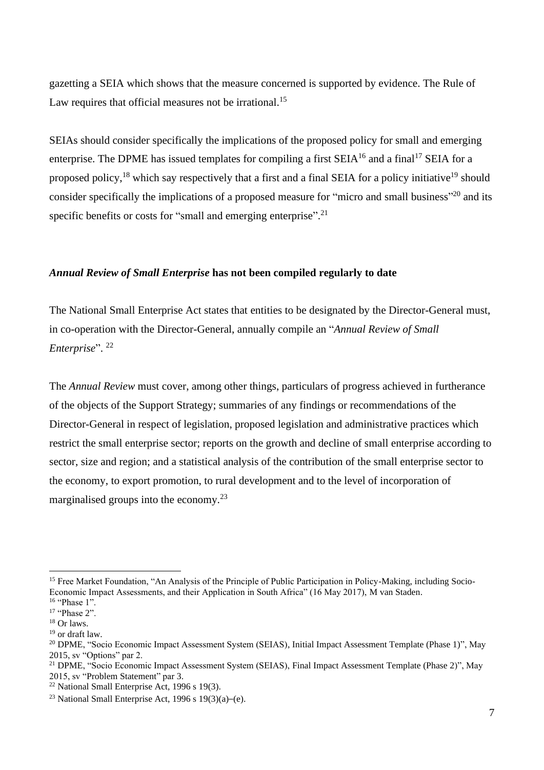gazetting a SEIA which shows that the measure concerned is supported by evidence. The Rule of Law requires that official measures not be irrational.[15]

SEIAs should consider specifically the implications of the proposed policy for small and emerging enterprise. The DPME has issued templates for compiling a first SEIA[16] and a final[17] SEIA for a proposed policy,[18] which say respectively that a first and a final SEIA for a policy initiative[19] should consider specifically the implications of a proposed measure for "micro and small business"[20] and its specific benefits or costs for "small and emerging enterprise".[21]

### *Annual Review of Small Enterprise* has not been compiled regularly to date

The National Small Enterprise Act states that entities to be designated by the Director-General must, in co-operation with the Director-General, annually compile an "*Annual Review of Small Enterprise*". [22]

The *Annual Review* must cover, among other things, particulars of progress achieved in furtherance of the objects of the Support Strategy; summaries of any findings or recommendations of the Director-General in respect of legislation, proposed legislation and administrative practices which restrict the small enterprise sector; reports on the growth and decline of small enterprise according to sector, size and region; and a statistical analysis of the contribution of the small enterprise sector to the economy, to export promotion, to rural development and to the level of incorporation of marginalised groups into the economy.[23]

---

[15] Free Market Foundation, "An Analysis of the Principle of Public Participation in Policy-Making, including Socio-Economic Impact Assessments, and their Application in South Africa" (16 May 2017), M van Staden.

[16] "Phase 1".

[17] "Phase 2".

[18] Or laws.

[19] or draft law.

[20] DPME, "Socio Economic Impact Assessment System (SEIAS), Initial Impact Assessment Template (Phase 1)", May 2015, sv "Options" par 2.

[21] DPME, "Socio Economic Impact Assessment System (SEIAS), Final Impact Assessment Template (Phase 2)", May 2015, sv "Problem Statement" par 3.

[22] National Small Enterprise Act, 1996 s 19(3).

[23] National Small Enterprise Act, 1996 s 19(3)(a)–(e).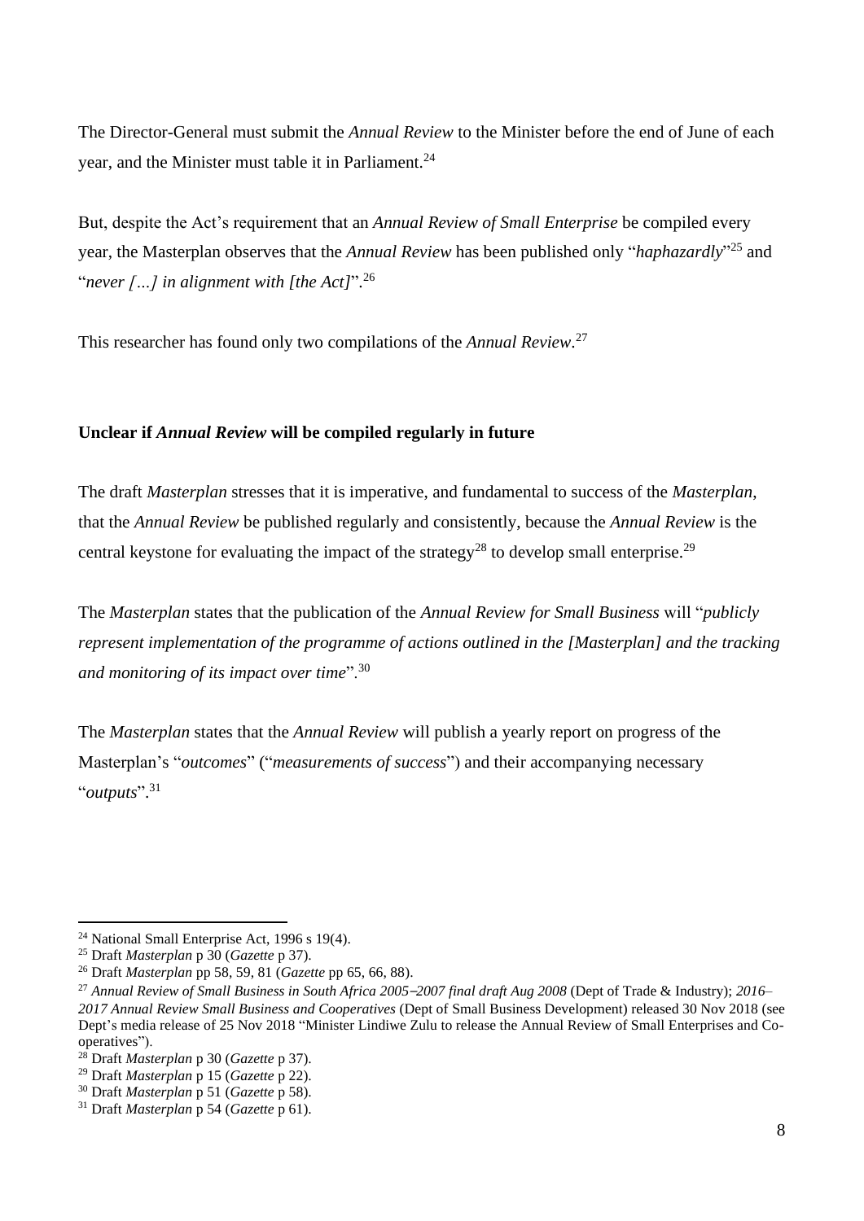The Director-General must submit the *Annual Review* to the Minister before the end of June of each year, and the Minister must table it in Parliament.[24]

But, despite the Act's requirement that an *Annual Review of Small Enterprise* be compiled every year, the Masterplan observes that the *Annual Review* has been published only "*haphazardly*"[25] and "*never […] in alignment with [the Act]*".[26]

This researcher has found only two compilations of the *Annual Review*.[27]

**Unclear if *Annual Review* will be compiled regularly in future**

The draft *Masterplan* stresses that it is imperative, and fundamental to success of the *Masterplan*, that the *Annual Review* be published regularly and consistently, because the *Annual Review* is the central keystone for evaluating the impact of the strategy[28] to develop small enterprise.[29]

The *Masterplan* states that the publication of the *Annual Review for Small Business* will "*publicly represent implementation of the programme of actions outlined in the [Masterplan] and the tracking and monitoring of its impact over time*".[30]

The *Masterplan* states that the *Annual Review* will publish a yearly report on progress of the Masterplan's "*outcomes*" ("*measurements of success*") and their accompanying necessary "*outputs*".[31]

---

[24] National Small Enterprise Act, 1996 s 19(4).

[25] Draft *Masterplan* p 30 (*Gazette* p 37).

[26] Draft *Masterplan* pp 58, 59, 81 (*Gazette* pp 65, 66, 88).

[27] *Annual Review of Small Business in South Africa 2005–2007 final draft Aug 2008* (Dept of Trade & Industry); *2016–2017 Annual Review Small Business and Cooperatives* (Dept of Small Business Development) released 30 Nov 2018 (see Dept's media release of 25 Nov 2018 "Minister Lindiwe Zulu to release the Annual Review of Small Enterprises and Co-operatives").

[28] Draft *Masterplan* p 30 (*Gazette* p 37).

[29] Draft *Masterplan* p 15 (*Gazette* p 22).

[30] Draft *Masterplan* p 51 (*Gazette* p 58).

[31] Draft *Masterplan* p 54 (*Gazette* p 61).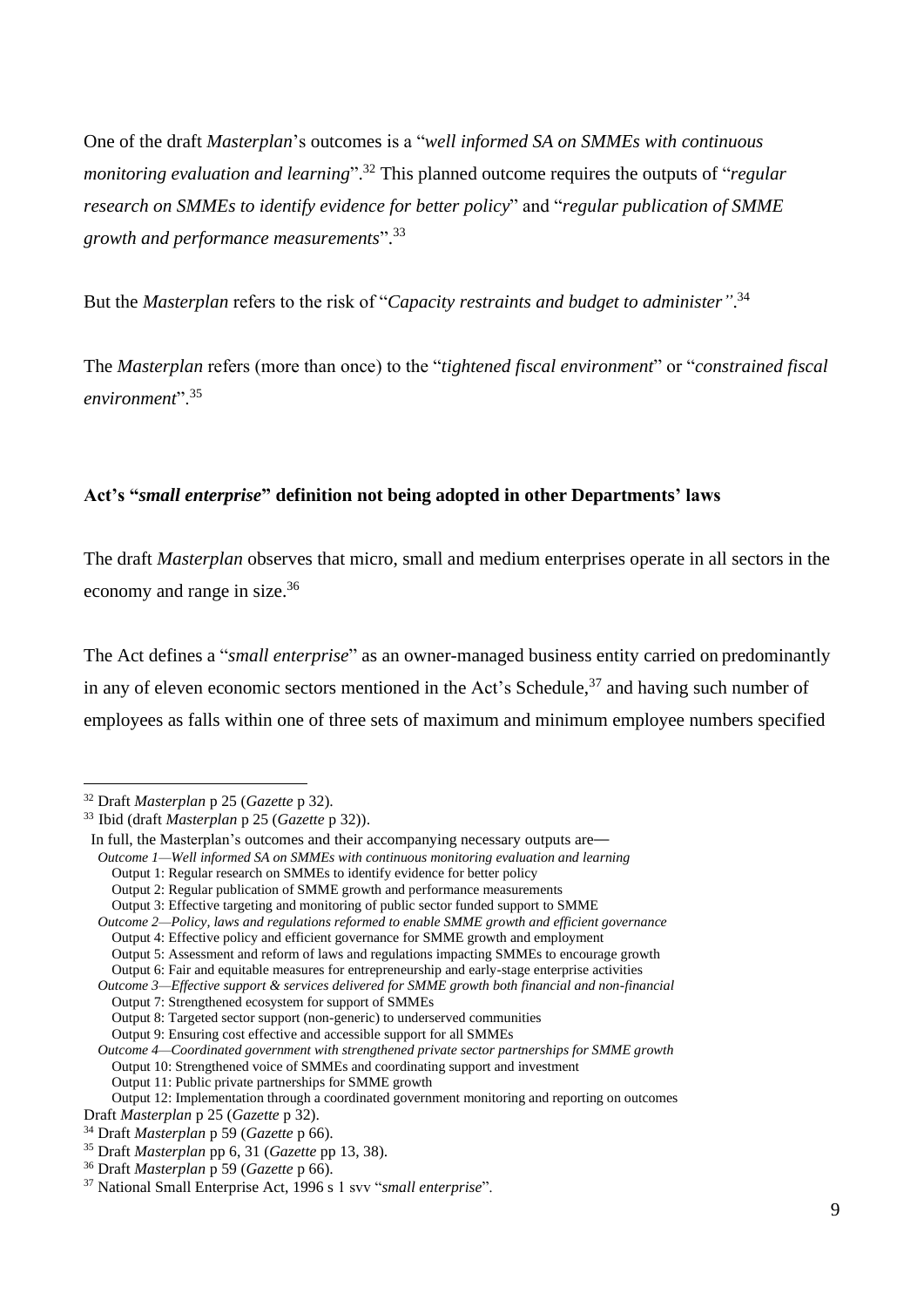One of the draft *Masterplan*'s outcomes is a "*well informed SA on SMMEs with continuous monitoring evaluation and learning*".[32] This planned outcome requires the outputs of "*regular research on SMMEs to identify evidence for better policy*" and "*regular publication of SMME growth and performance measurements*".[33]

But the *Masterplan* refers to the risk of "*Capacity restraints and budget to administer".*[34]

The *Masterplan* refers (more than once) to the "*tightened fiscal environment*" or "*constrained fiscal environment*".[35]

**Act's "*small enterprise*" definition not being adopted in other Departments' laws**

The draft *Masterplan* observes that micro, small and medium enterprises operate in all sectors in the economy and range in size.[36]

The Act defines a "*small enterprise*" as an owner-managed business entity carried on predominantly in any of eleven economic sectors mentioned in the Act's Schedule,[37] and having such number of employees as falls within one of three sets of maximum and minimum employee numbers specified

---

[32] Draft *Masterplan* p 25 (*Gazette* p 32).

[33] Ibid (draft *Masterplan* p 25 (*Gazette* p 32)).

In full, the Masterplan's outcomes and their accompanying necessary outputs are—

*Outcome 1—Well informed SA on SMMEs with continuous monitoring evaluation and learning*
Output 1: Regular research on SMMEs to identify evidence for better policy
Output 2: Regular publication of SMME growth and performance measurements
Output 3: Effective targeting and monitoring of public sector funded support to SMME

*Outcome 2—Policy, laws and regulations reformed to enable SMME growth and efficient governance*
Output 4: Effective policy and efficient governance for SMME growth and employment
Output 5: Assessment and reform of laws and regulations impacting SMMEs to encourage growth
Output 6: Fair and equitable measures for entrepreneurship and early-stage enterprise activities

*Outcome 3—Effective support & services delivered for SMME growth both financial and non-financial*
Output 7: Strengthened ecosystem for support of SMMEs
Output 8: Targeted sector support (non-generic) to underserved communities
Output 9: Ensuring cost effective and accessible support for all SMMEs

*Outcome 4—Coordinated government with strengthened private sector partnerships for SMME growth*
Output 10: Strengthened voice of SMMEs and coordinating support and investment
Output 11: Public private partnerships for SMME growth
Output 12: Implementation through a coordinated government monitoring and reporting on outcomes

Draft *Masterplan* p 25 (*Gazette* p 32).

[34] Draft *Masterplan* p 59 (*Gazette* p 66).

[35] Draft *Masterplan* pp 6, 31 (*Gazette* pp 13, 38).

[36] Draft *Masterplan* p 59 (*Gazette* p 66).

[37] National Small Enterprise Act, 1996 s 1 svv "*small enterprise*".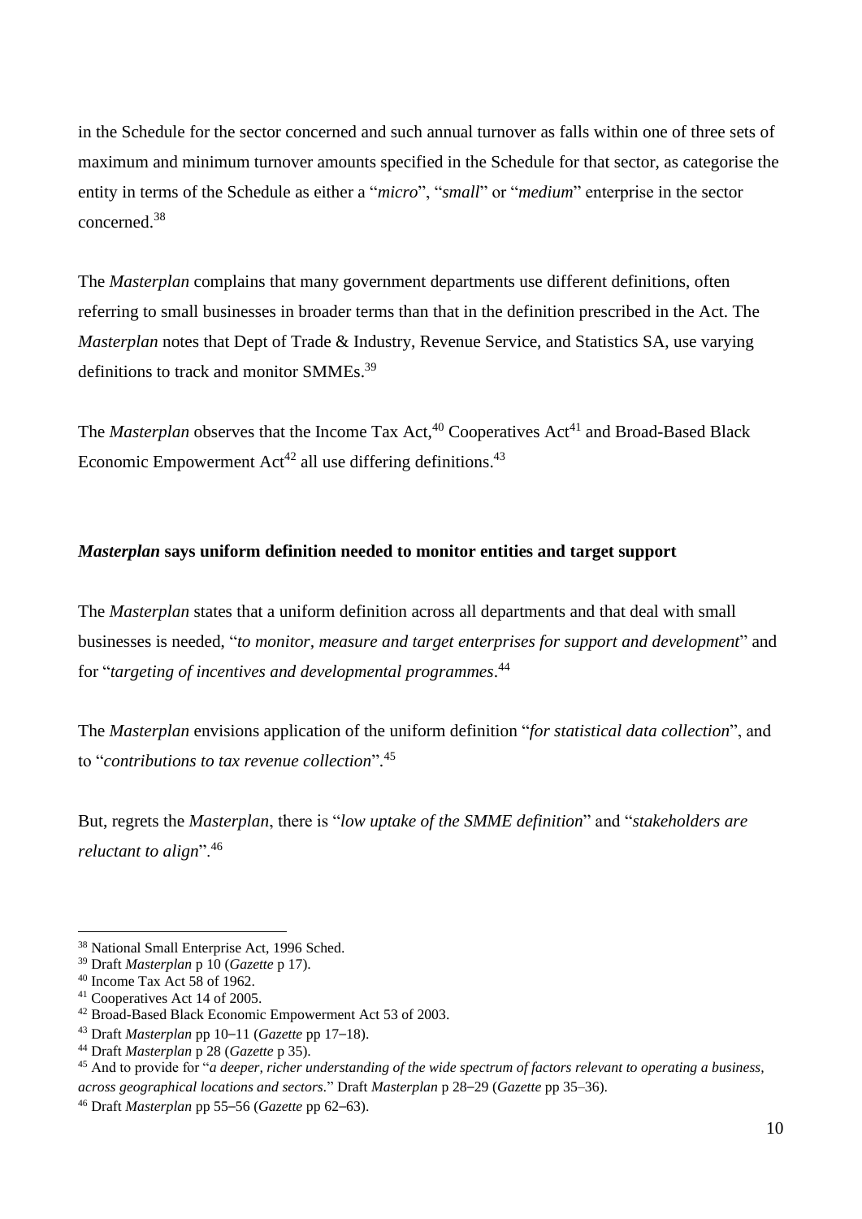in the Schedule for the sector concerned and such annual turnover as falls within one of three sets of maximum and minimum turnover amounts specified in the Schedule for that sector, as categorise the entity in terms of the Schedule as either a "*micro*", "*small*" or "*medium*" enterprise in the sector concerned.[38]

The *Masterplan* complains that many government departments use different definitions, often referring to small businesses in broader terms than that in the definition prescribed in the Act. The *Masterplan* notes that Dept of Trade & Industry, Revenue Service, and Statistics SA, use varying definitions to track and monitor SMMEs.[39]

The *Masterplan* observes that the Income Tax Act,[40] Cooperatives Act[41] and Broad-Based Black Economic Empowerment Act[42] all use differing definitions.[43]

### ***Masterplan* says uniform definition needed to monitor entities and target support**

The *Masterplan* states that a uniform definition across all departments and that deal with small businesses is needed, "*to monitor, measure and target enterprises for support and development*" and for "*targeting of incentives and developmental programmes*.[44]

The *Masterplan* envisions application of the uniform definition "*for statistical data collection*", and to "*contributions to tax revenue collection*".[45]

But, regrets the *Masterplan*, there is "*low uptake of the SMME definition*" and "*stakeholders are reluctant to align*".[46]

---

[38] National Small Enterprise Act, 1996 Sched.

[39] Draft *Masterplan* p 10 (*Gazette* p 17).

[40] Income Tax Act 58 of 1962.

[41] Cooperatives Act 14 of 2005.

[42] Broad-Based Black Economic Empowerment Act 53 of 2003.

[43] Draft *Masterplan* pp 10–11 (*Gazette* pp 17–18).

[44] Draft *Masterplan* p 28 (*Gazette* p 35).

[45] And to provide for "*a deeper, richer understanding of the wide spectrum of factors relevant to operating a business, across geographical locations and sectors*." Draft *Masterplan* p 28–29 (*Gazette* pp 35–36).

[46] Draft *Masterplan* pp 55–56 (*Gazette* pp 62–63).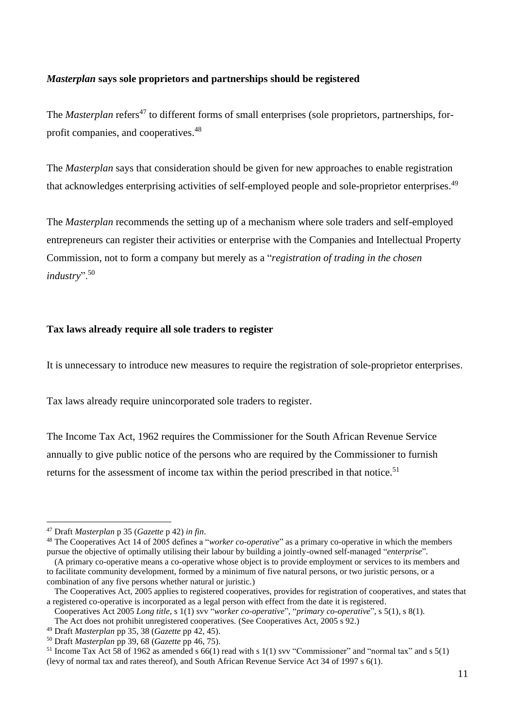### *Masterplan* says sole proprietors and partnerships should be registered

The *Masterplan* refers[47] to different forms of small enterprises (sole proprietors, partnerships, for-profit companies, and cooperatives.[48]

The *Masterplan* says that consideration should be given for new approaches to enable registration that acknowledges enterprising activities of self-employed people and sole-proprietor enterprises.[49]

The *Masterplan* recommends the setting up of a mechanism where sole traders and self-employed entrepreneurs can register their activities or enterprise with the Companies and Intellectual Property Commission, not to form a company but merely as a "*registration of trading in the chosen industry*".[50]

### Tax laws already require all sole traders to register

It is unnecessary to introduce new measures to require the registration of sole-proprietor enterprises.

Tax laws already require unincorporated sole traders to register.

The Income Tax Act, 1962 requires the Commissioner for the South African Revenue Service annually to give public notice of the persons who are required by the Commissioner to furnish returns for the assessment of income tax within the period prescribed in that notice.[51]

---

[47] Draft *Masterplan* p 35 (*Gazette* p 42) *in fin*.

[48] The Cooperatives Act 14 of 2005 defines a "*worker co-operative*" as a primary co-operative in which the members pursue the objective of optimally utilising their labour by building a jointly-owned self-managed "*enterprise*".

(A primary co-operative means a co-operative whose object is to provide employment or services to its members and to facilitate community development, formed by a minimum of five natural persons, or two juristic persons, or a combination of any five persons whether natural or juristic.)

The Cooperatives Act, 2005 applies to registered cooperatives, provides for registration of cooperatives, and states that a registered co-operative is incorporated as a legal person with effect from the date it is registered.

Cooperatives Act 2005 *Long title*, s 1(1) svv "*worker co-operative*", "*primary co-operative*", s 5(1), s 8(1).

The Act does not prohibit unregistered cooperatives. (See Cooperatives Act, 2005 s 92.)

[49] Draft *Masterplan* pp 35, 38 (*Gazette* pp 42, 45).

[50] Draft *Masterplan* pp 39, 68 (*Gazette* pp 46, 75).

[51] Income Tax Act 58 of 1962 as amended s 66(1) read with s 1(1) svv "Commissioner" and "normal tax" and s 5(1) (levy of normal tax and rates thereof), and South African Revenue Service Act 34 of 1997 s 6(1).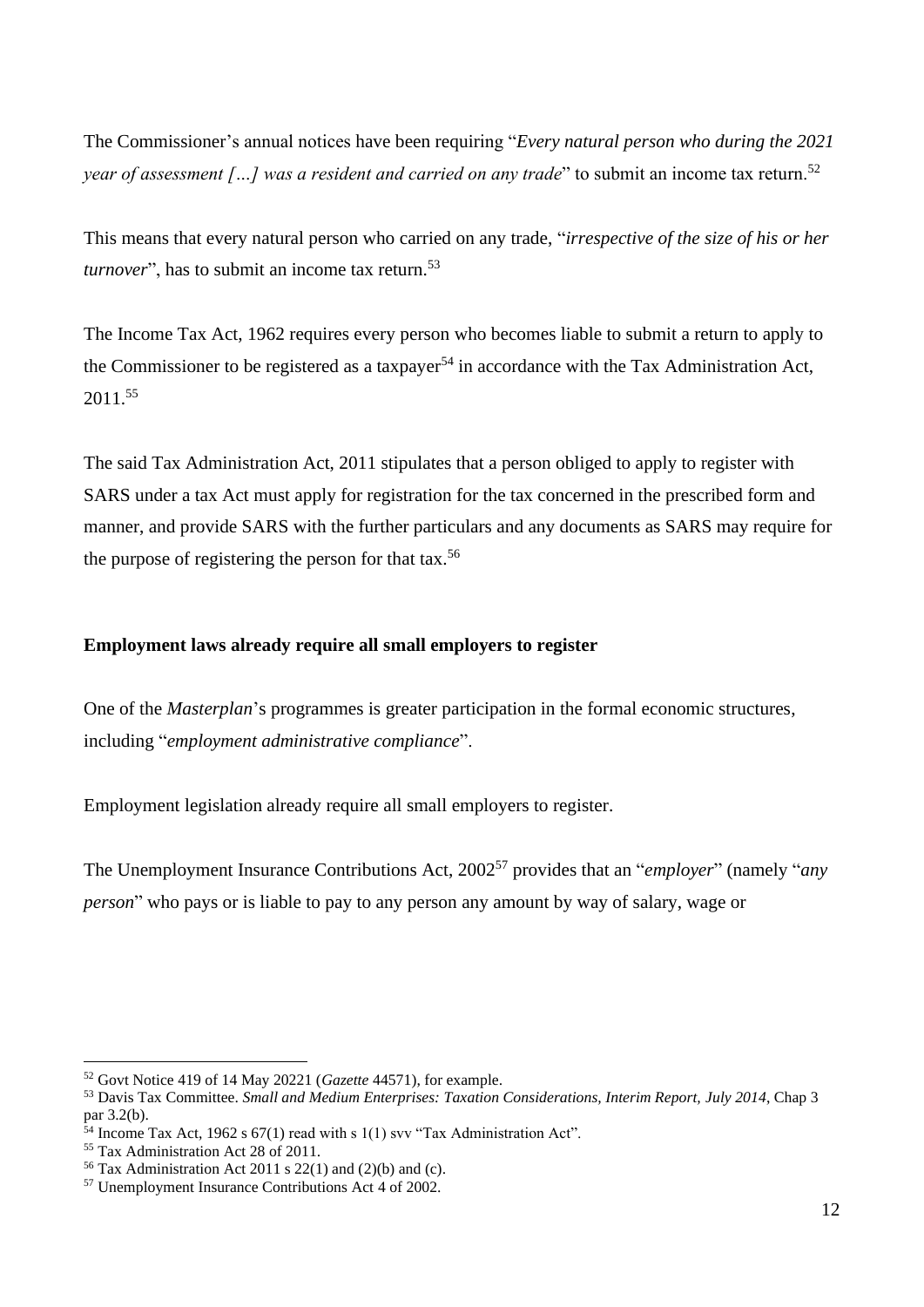The Commissioner's annual notices have been requiring "*Every natural person who during the 2021 year of assessment […] was a resident and carried on any trade*" to submit an income tax return.[52]

This means that every natural person who carried on any trade, "*irrespective of the size of his or her turnover*", has to submit an income tax return.[53]

The Income Tax Act, 1962 requires every person who becomes liable to submit a return to apply to the Commissioner to be registered as a taxpayer[54] in accordance with the Tax Administration Act, 2011.[55]

The said Tax Administration Act, 2011 stipulates that a person obliged to apply to register with SARS under a tax Act must apply for registration for the tax concerned in the prescribed form and manner, and provide SARS with the further particulars and any documents as SARS may require for the purpose of registering the person for that tax.[56]

**Employment laws already require all small employers to register**

One of the *Masterplan*'s programmes is greater participation in the formal economic structures, including "*employment administrative compliance*".

Employment legislation already require all small employers to register.

The Unemployment Insurance Contributions Act, 2002[57] provides that an "*employer*" (namely "*any person*" who pays or is liable to pay to any person any amount by way of salary, wage or

---

[52] Govt Notice 419 of 14 May 20221 (*Gazette* 44571), for example.

[53] Davis Tax Committee. *Small and Medium Enterprises: Taxation Considerations, Interim Report, July 2014*, Chap 3 par 3.2(b).

[54] Income Tax Act, 1962 s 67(1) read with s 1(1) svv "Tax Administration Act".

[55] Tax Administration Act 28 of 2011.

[56] Tax Administration Act 2011 s 22(1) and (2)(b) and (c).

[57] Unemployment Insurance Contributions Act 4 of 2002.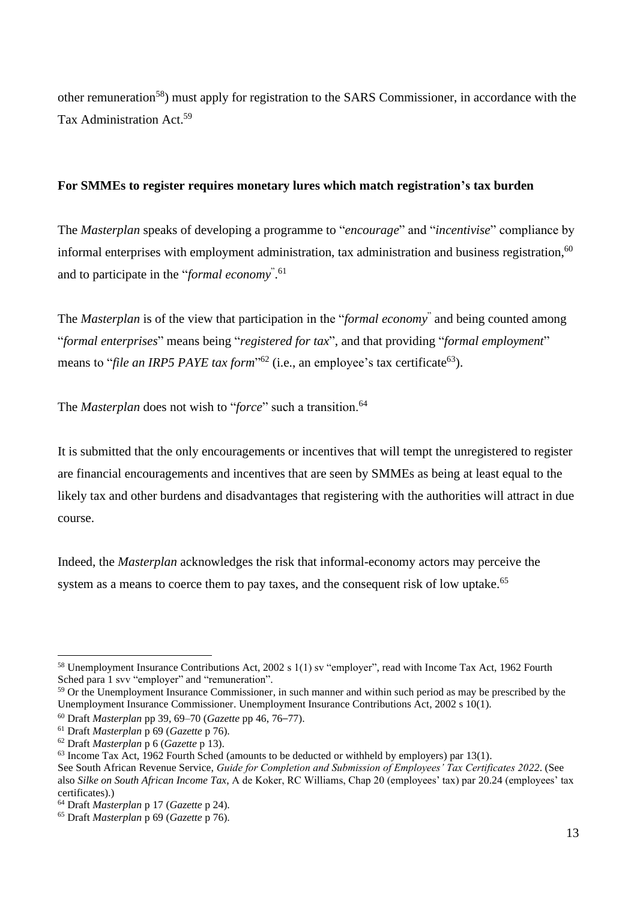other remuneration[58]) must apply for registration to the SARS Commissioner, in accordance with the Tax Administration Act.[59]

**For SMMEs to register requires monetary lures which match registration's tax burden**

The *Masterplan* speaks of developing a programme to "*encourage*" and "*incentivise*" compliance by informal enterprises with employment administration, tax administration and business registration,[60] and to participate in the "*formal economy*".[61]

The *Masterplan* is of the view that participation in the "*formal economy*" and being counted among "*formal enterprises*" means being "*registered for tax*", and that providing "*formal employment*" means to "*file an IRP5 PAYE tax form*"[62] (i.e., an employee's tax certificate[63]).

The *Masterplan* does not wish to "*force*" such a transition.[64]

It is submitted that the only encouragements or incentives that will tempt the unregistered to register are financial encouragements and incentives that are seen by SMMEs as being at least equal to the likely tax and other burdens and disadvantages that registering with the authorities will attract in due course.

Indeed, the *Masterplan* acknowledges the risk that informal-economy actors may perceive the system as a means to coerce them to pay taxes, and the consequent risk of low uptake.[65]

---

[58] Unemployment Insurance Contributions Act, 2002 s 1(1) sv "employer", read with Income Tax Act, 1962 Fourth Sched para 1 svv "employer" and "remuneration".

[59] Or the Unemployment Insurance Commissioner, in such manner and within such period as may be prescribed by the Unemployment Insurance Commissioner. Unemployment Insurance Contributions Act, 2002 s 10(1).

[60] Draft *Masterplan* pp 39, 69–70 (*Gazette* pp 46, 76–77).

[61] Draft *Masterplan* p 69 (*Gazette* p 76).

[62] Draft *Masterplan* p 6 (*Gazette* p 13).

[63] Income Tax Act, 1962 Fourth Sched (amounts to be deducted or withheld by employers) par 13(1).
See South African Revenue Service, *Guide for Completion and Submission of Employees' Tax Certificates 2022*. (See also *Silke on South African Income Tax*, A de Koker, RC Williams, Chap 20 (employees' tax) par 20.24 (employees' tax certificates).)

[64] Draft *Masterplan* p 17 (*Gazette* p 24).

[65] Draft *Masterplan* p 69 (*Gazette* p 76).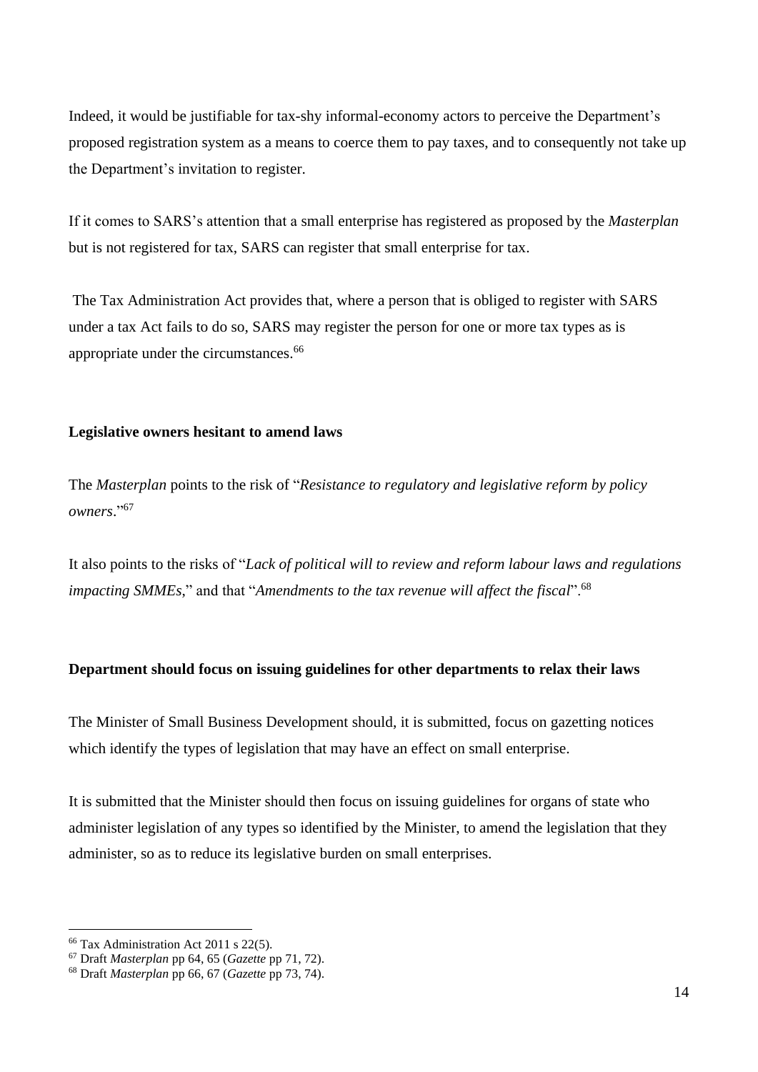Indeed, it would be justifiable for tax-shy informal-economy actors to perceive the Department's proposed registration system as a means to coerce them to pay taxes, and to consequently not take up the Department's invitation to register.

If it comes to SARS's attention that a small enterprise has registered as proposed by the *Masterplan* but is not registered for tax, SARS can register that small enterprise for tax.

The Tax Administration Act provides that, where a person that is obliged to register with SARS under a tax Act fails to do so, SARS may register the person for one or more tax types as is appropriate under the circumstances.[66]

**Legislative owners hesitant to amend laws**

The *Masterplan* points to the risk of "*Resistance to regulatory and legislative reform by policy owners*."[67]

It also points to the risks of "*Lack of political will to review and reform labour laws and regulations impacting SMMEs*," and that "*Amendments to the tax revenue will affect the fiscal*".[68]

**Department should focus on issuing guidelines for other departments to relax their laws**

The Minister of Small Business Development should, it is submitted, focus on gazetting notices which identify the types of legislation that may have an effect on small enterprise.

It is submitted that the Minister should then focus on issuing guidelines for organs of state who administer legislation of any types so identified by the Minister, to amend the legislation that they administer, so as to reduce its legislative burden on small enterprises.

---

[66] Tax Administration Act 2011 s 22(5).

[67] Draft *Masterplan* pp 64, 65 (*Gazette* pp 71, 72).

[68] Draft *Masterplan* pp 66, 67 (*Gazette* pp 73, 74).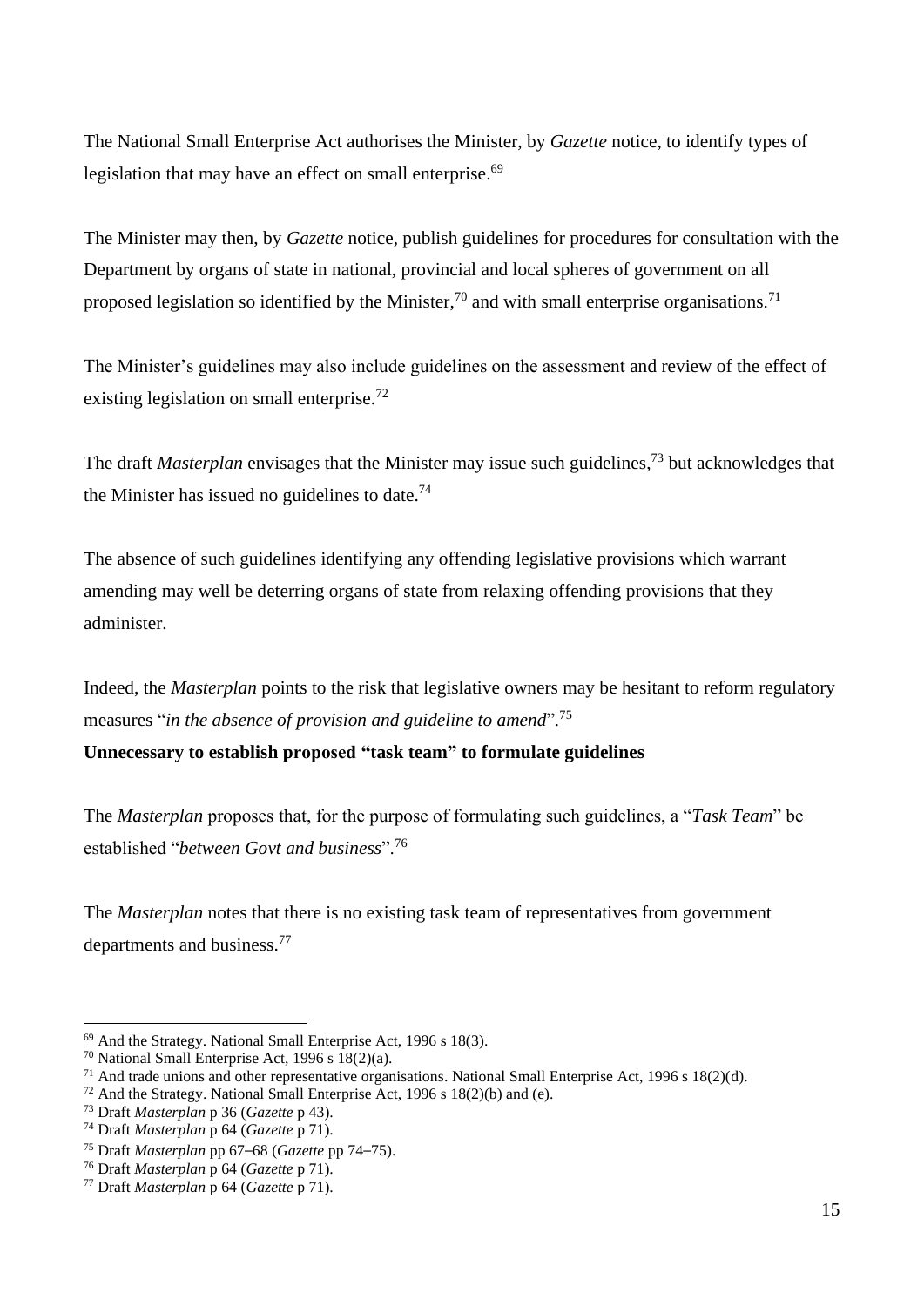The National Small Enterprise Act authorises the Minister, by *Gazette* notice, to identify types of legislation that may have an effect on small enterprise.[69]

The Minister may then, by *Gazette* notice, publish guidelines for procedures for consultation with the Department by organs of state in national, provincial and local spheres of government on all proposed legislation so identified by the Minister,[70] and with small enterprise organisations.[71]

The Minister's guidelines may also include guidelines on the assessment and review of the effect of existing legislation on small enterprise.[72]

The draft *Masterplan* envisages that the Minister may issue such guidelines,[73] but acknowledges that the Minister has issued no guidelines to date.[74]

The absence of such guidelines identifying any offending legislative provisions which warrant amending may well be deterring organs of state from relaxing offending provisions that they administer.

Indeed, the *Masterplan* points to the risk that legislative owners may be hesitant to reform regulatory measures "*in the absence of provision and guideline to amend*".[75]

**Unnecessary to establish proposed "task team" to formulate guidelines**

The *Masterplan* proposes that, for the purpose of formulating such guidelines, a "*Task Team*" be established "*between Govt and business*".[76]

The *Masterplan* notes that there is no existing task team of representatives from government departments and business.[77]

---

[69] And the Strategy. National Small Enterprise Act, 1996 s 18(3).

[70] National Small Enterprise Act, 1996 s 18(2)(a).

[71] And trade unions and other representative organisations. National Small Enterprise Act, 1996 s 18(2)(d).

[72] And the Strategy. National Small Enterprise Act, 1996 s 18(2)(b) and (e).

[73] Draft *Masterplan* p 36 (*Gazette* p 43).

[74] Draft *Masterplan* p 64 (*Gazette* p 71).

[75] Draft *Masterplan* pp 67–68 (*Gazette* pp 74–75).

[76] Draft *Masterplan* p 64 (*Gazette* p 71).

[77] Draft *Masterplan* p 64 (*Gazette* p 71).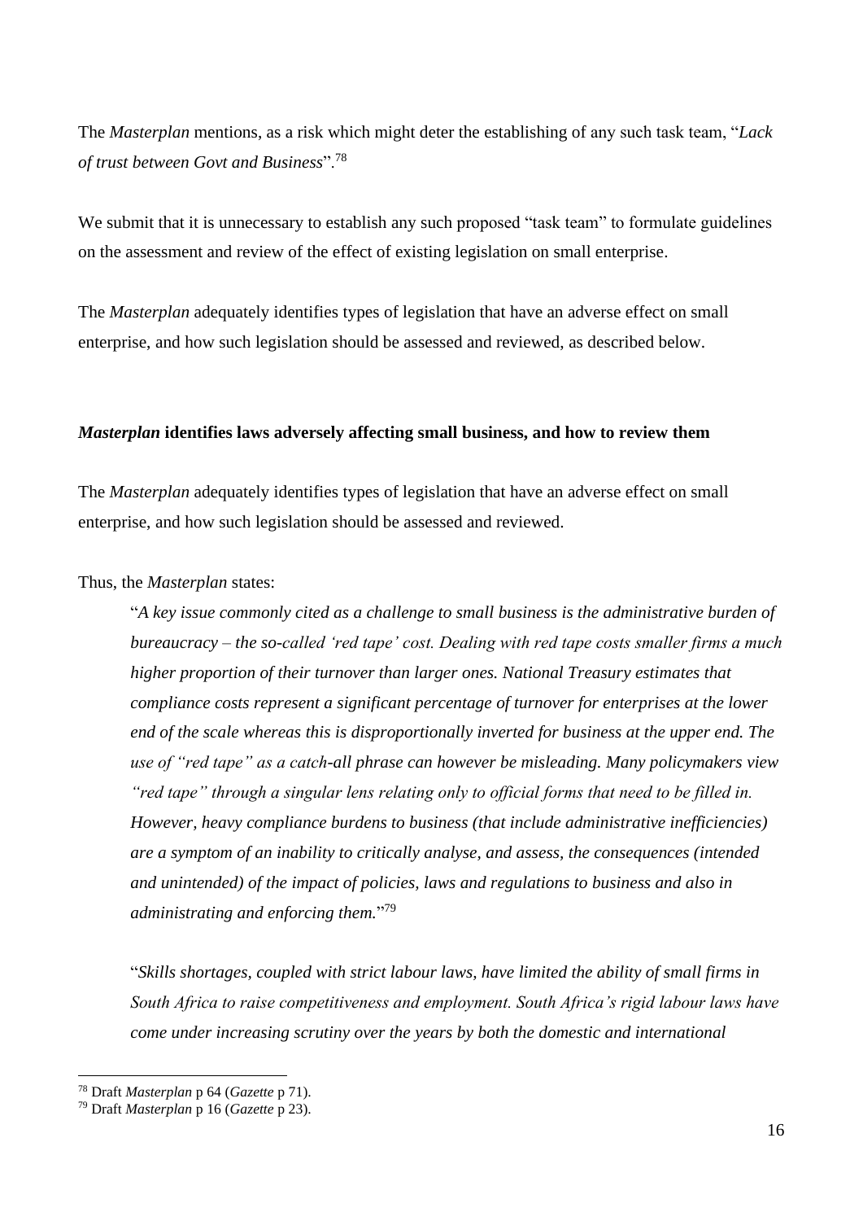The *Masterplan* mentions, as a risk which might deter the establishing of any such task team, "*Lack of trust between Govt and Business*".[78]

We submit that it is unnecessary to establish any such proposed "task team" to formulate guidelines on the assessment and review of the effect of existing legislation on small enterprise.

The *Masterplan* adequately identifies types of legislation that have an adverse effect on small enterprise, and how such legislation should be assessed and reviewed, as described below.

### ***Masterplan* identifies laws adversely affecting small business, and how to review them**

The *Masterplan* adequately identifies types of legislation that have an adverse effect on small enterprise, and how such legislation should be assessed and reviewed.

Thus, the *Masterplan* states:

> "*A key issue commonly cited as a challenge to small business is the administrative burden of bureaucracy – the so-called 'red tape' cost. Dealing with red tape costs smaller firms a much higher proportion of their turnover than larger ones. National Treasury estimates that compliance costs represent a significant percentage of turnover for enterprises at the lower end of the scale whereas this is disproportionally inverted for business at the upper end. The use of "red tape" as a catch-all phrase can however be misleading. Many policymakers view "red tape" through a singular lens relating only to official forms that need to be filled in. However, heavy compliance burdens to business (that include administrative inefficiencies) are a symptom of an inability to critically analyse, and assess, the consequences (intended and unintended) of the impact of policies, laws and regulations to business and also in administrating and enforcing them.*"[79]
>
> "*Skills shortages, coupled with strict labour laws, have limited the ability of small firms in South Africa to raise competitiveness and employment. South Africa's rigid labour laws have come under increasing scrutiny over the years by both the domestic and international*

---

[78] Draft *Masterplan* p 64 (*Gazette* p 71).

[79] Draft *Masterplan* p 16 (*Gazette* p 23).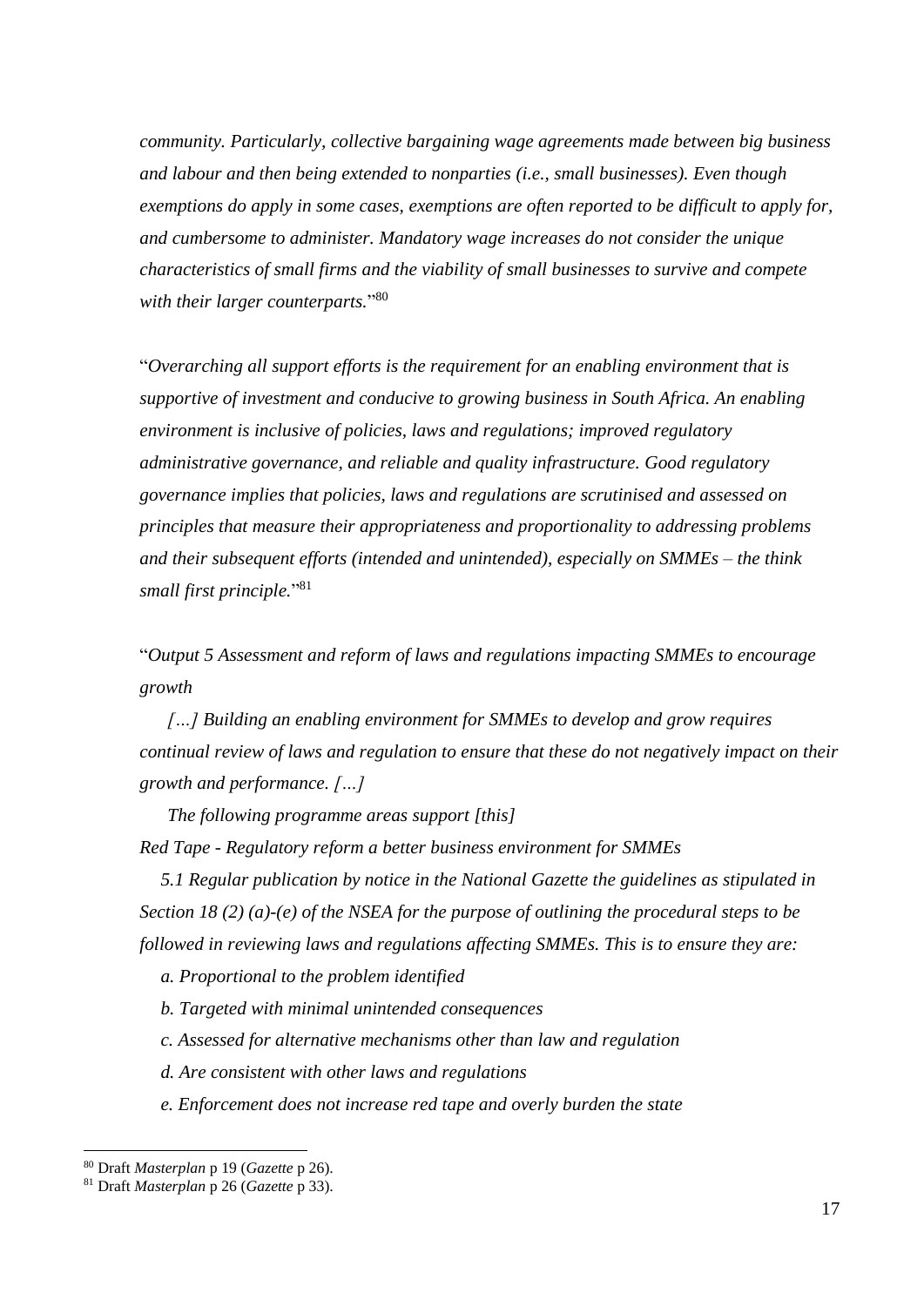*community. Particularly, collective bargaining wage agreements made between big business and labour and then being extended to nonparties (i.e., small businesses). Even though exemptions do apply in some cases, exemptions are often reported to be difficult to apply for, and cumbersome to administer. Mandatory wage increases do not consider the unique characteristics of small firms and the viability of small businesses to survive and compete with their larger counterparts.*"[80]

"*Overarching all support efforts is the requirement for an enabling environment that is supportive of investment and conducive to growing business in South Africa. An enabling environment is inclusive of policies, laws and regulations; improved regulatory administrative governance, and reliable and quality infrastructure. Good regulatory governance implies that policies, laws and regulations are scrutinised and assessed on principles that measure their appropriateness and proportionality to addressing problems and their subsequent efforts (intended and unintended), especially on SMMEs – the think small first principle.*"[81]

"*Output 5 Assessment and reform of laws and regulations impacting SMMEs to encourage growth*

*[…] Building an enabling environment for SMMEs to develop and grow requires continual review of laws and regulation to ensure that these do not negatively impact on their growth and performance. […]*

*The following programme areas support [this]*

*Red Tape - Regulatory reform a better business environment for SMMEs*

*5.1 Regular publication by notice in the National Gazette the guidelines as stipulated in Section 18 (2) (a)-(e) of the NSEA for the purpose of outlining the procedural steps to be followed in reviewing laws and regulations affecting SMMEs. This is to ensure they are:*

*a. Proportional to the problem identified*

*b. Targeted with minimal unintended consequences*

*c. Assessed for alternative mechanisms other than law and regulation*

*d. Are consistent with other laws and regulations*

*e. Enforcement does not increase red tape and overly burden the state*

---

[80] Draft *Masterplan* p 19 (*Gazette* p 26).

[81] Draft *Masterplan* p 26 (*Gazette* p 33).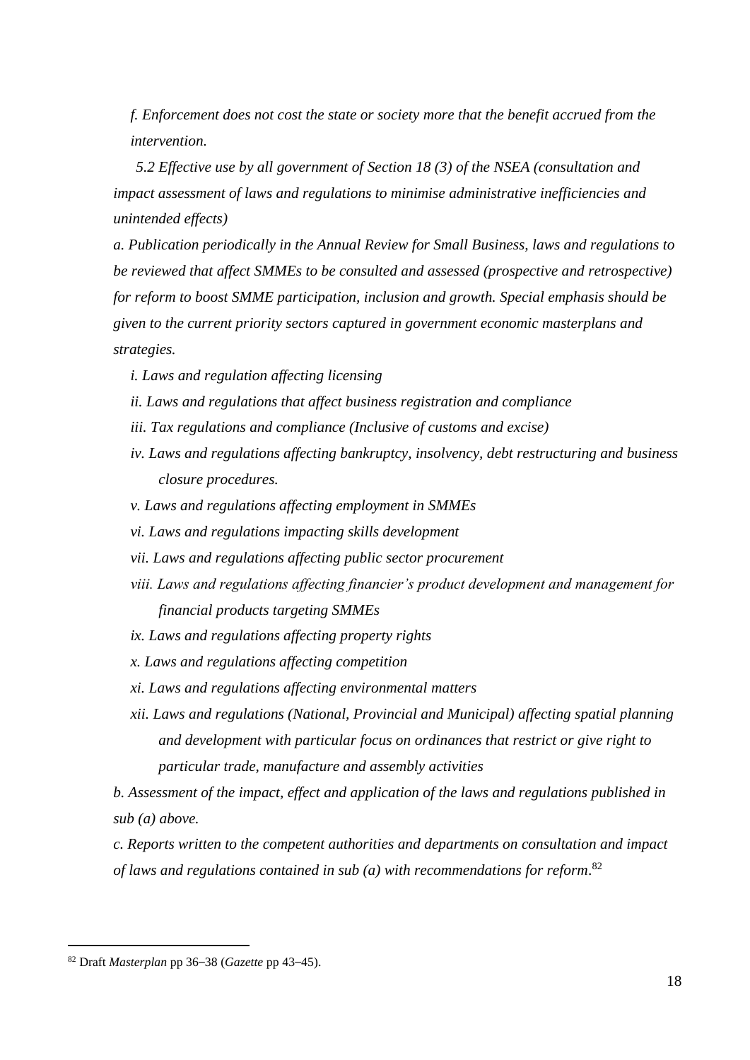*f. Enforcement does not cost the state or society more that the benefit accrued from the intervention.*

*5.2 Effective use by all government of Section 18 (3) of the NSEA (consultation and impact assessment of laws and regulations to minimise administrative inefficiencies and unintended effects)*

*a. Publication periodically in the Annual Review for Small Business, laws and regulations to be reviewed that affect SMMEs to be consulted and assessed (prospective and retrospective) for reform to boost SMME participation, inclusion and growth. Special emphasis should be given to the current priority sectors captured in government economic masterplans and strategies.*

*i. Laws and regulation affecting licensing*

*ii. Laws and regulations that affect business registration and compliance*

*iii. Tax regulations and compliance (Inclusive of customs and excise)*

*iv. Laws and regulations affecting bankruptcy, insolvency, debt restructuring and business closure procedures.*

*v. Laws and regulations affecting employment in SMMEs*

*vi. Laws and regulations impacting skills development*

*vii. Laws and regulations affecting public sector procurement*

*viii. Laws and regulations affecting financier's product development and management for financial products targeting SMMEs*

*ix. Laws and regulations affecting property rights*

*x. Laws and regulations affecting competition*

*xi. Laws and regulations affecting environmental matters*

*xii. Laws and regulations (National, Provincial and Municipal) affecting spatial planning and development with particular focus on ordinances that restrict or give right to particular trade, manufacture and assembly activities*

*b. Assessment of the impact, effect and application of the laws and regulations published in sub (a) above.*

*c. Reports written to the competent authorities and departments on consultation and impact of laws and regulations contained in sub (a) with recommendations for reform*.[82]

[82] Draft *Masterplan* pp 36–38 (*Gazette* pp 43–45).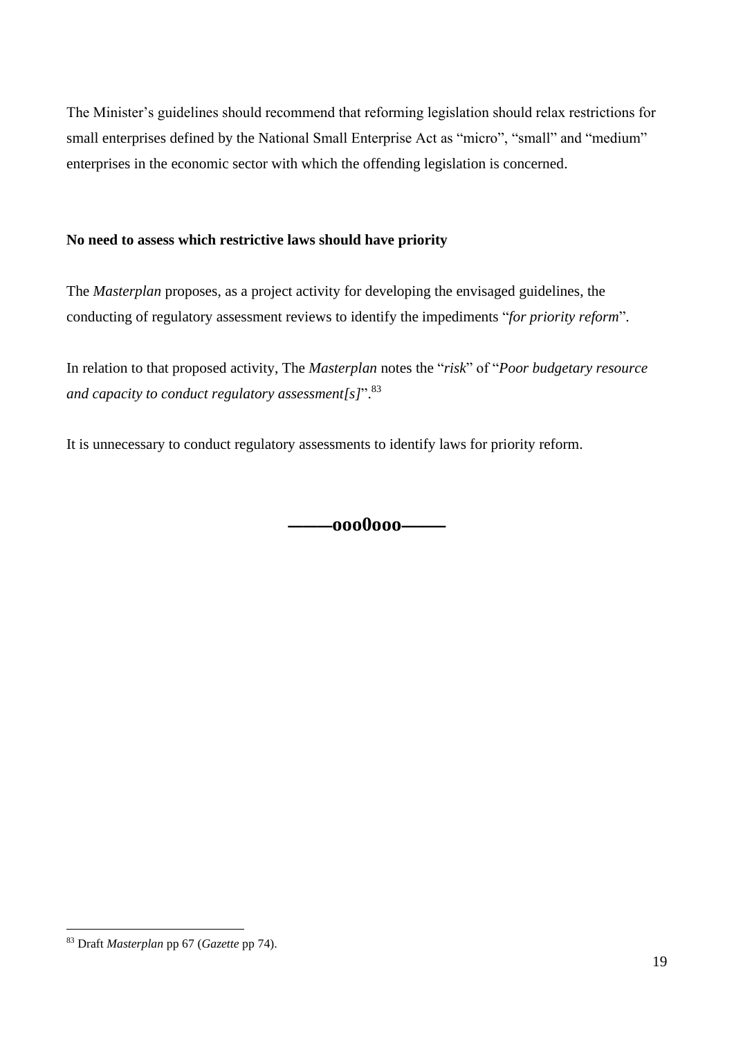The Minister's guidelines should recommend that reforming legislation should relax restrictions for small enterprises defined by the National Small Enterprise Act as "micro", "small" and "medium" enterprises in the economic sector with which the offending legislation is concerned.

**No need to assess which restrictive laws should have priority**

The *Masterplan* proposes, as a project activity for developing the envisaged guidelines, the conducting of regulatory assessment reviews to identify the impediments "*for priority reform*".

In relation to that proposed activity, The *Masterplan* notes the "*risk*" of "*Poor budgetary resource and capacity to conduct regulatory assessment[s]*".[83]

It is unnecessary to conduct regulatory assessments to identify laws for priority reform.

**———ooo0ooo———**

[83] Draft *Masterplan* pp 67 (*Gazette* pp 74).